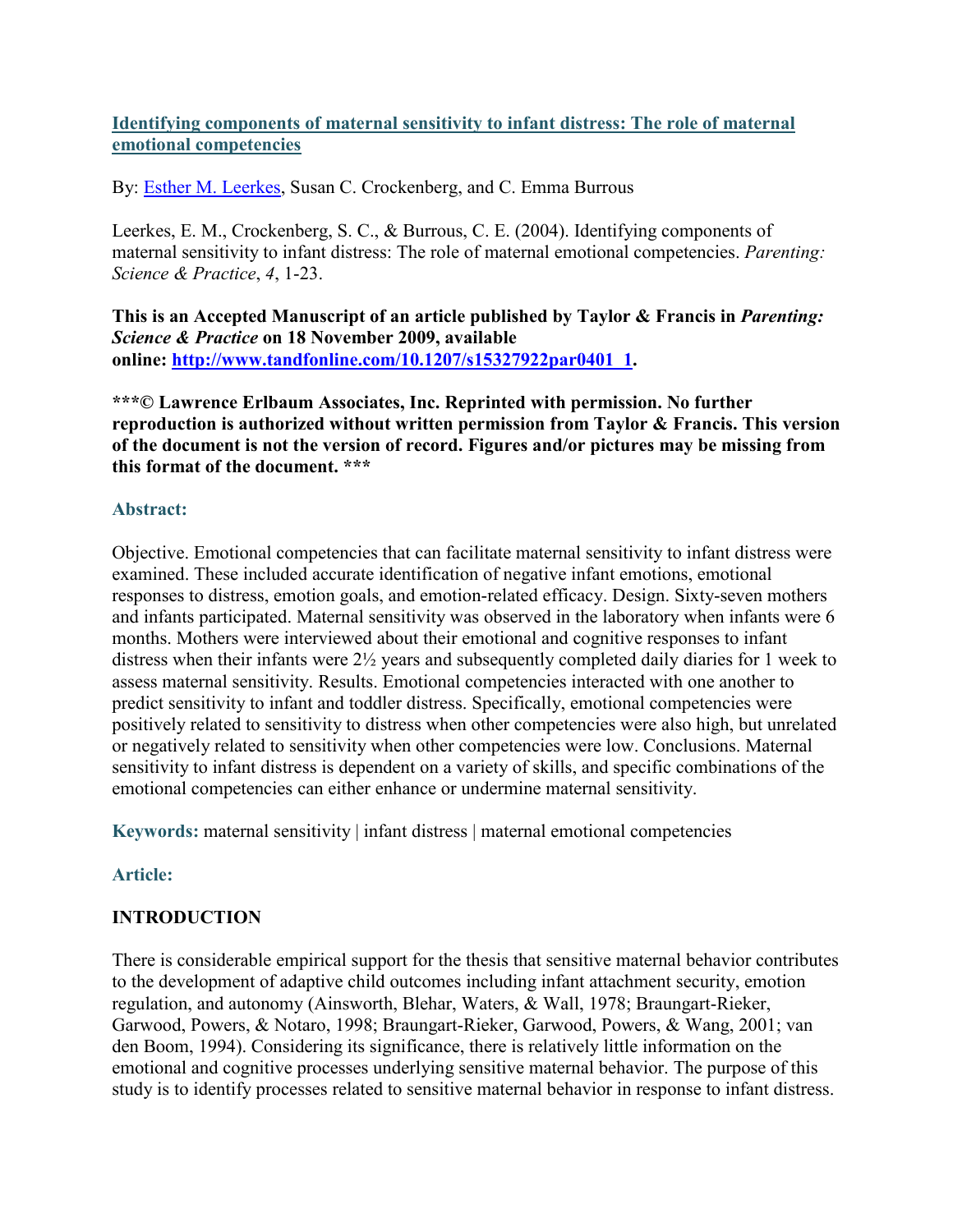# [Identifying components of maternal sensitivity to infant distress: The role of maternal emotional competencies](#)

By: [Esther M. Leerkes](#), Susan C. Crockenberg, and C. Emma Burrous

Leerkes, E. M., Crockenberg, S. C., & Burrous, C. E. (2004). Identifying components of maternal sensitivity to infant distress: The role of maternal emotional competencies. *Parenting: Science & Practice*, *4*, 1-23.

**This is an Accepted Manuscript of an article published by Taylor & Francis in *Parenting: Science & Practice* on 18 November 2009, available online: [http://www.tandfonline.com/10.1207/s15327922par0401_1](http://www.tandfonline.com/10.1207/s15327922par0401_1).**

**\*\*\*© Lawrence Erlbaum Associates, Inc. Reprinted with permission. No further reproduction is authorized without written permission from Taylor & Francis. This version of the document is not the version of record. Figures and/or pictures may be missing from this format of the document. \*\*\***

## Abstract:

Objective. Emotional competencies that can facilitate maternal sensitivity to infant distress were examined. These included accurate identification of negative infant emotions, emotional responses to distress, emotion goals, and emotion-related efficacy. Design. Sixty-seven mothers and infants participated. Maternal sensitivity was observed in the laboratory when infants were 6 months. Mothers were interviewed about their emotional and cognitive responses to infant distress when their infants were 2½ years and subsequently completed daily diaries for 1 week to assess maternal sensitivity. Results. Emotional competencies interacted with one another to predict sensitivity to infant and toddler distress. Specifically, emotional competencies were positively related to sensitivity to distress when other competencies were also high, but unrelated or negatively related to sensitivity when other competencies were low. Conclusions. Maternal sensitivity to infant distress is dependent on a variety of skills, and specific combinations of the emotional competencies can either enhance or undermine maternal sensitivity.

**Keywords:** maternal sensitivity | infant distress | maternal emotional competencies

## Article:

## INTRODUCTION

There is considerable empirical support for the thesis that sensitive maternal behavior contributes to the development of adaptive child outcomes including infant attachment security, emotion regulation, and autonomy (Ainsworth, Blehar, Waters, & Wall, 1978; Braungart-Rieker, Garwood, Powers, & Notaro, 1998; Braungart-Rieker, Garwood, Powers, & Wang, 2001; van den Boom, 1994). Considering its significance, there is relatively little information on the emotional and cognitive processes underlying sensitive maternal behavior. The purpose of this study is to identify processes related to sensitive maternal behavior in response to infant distress.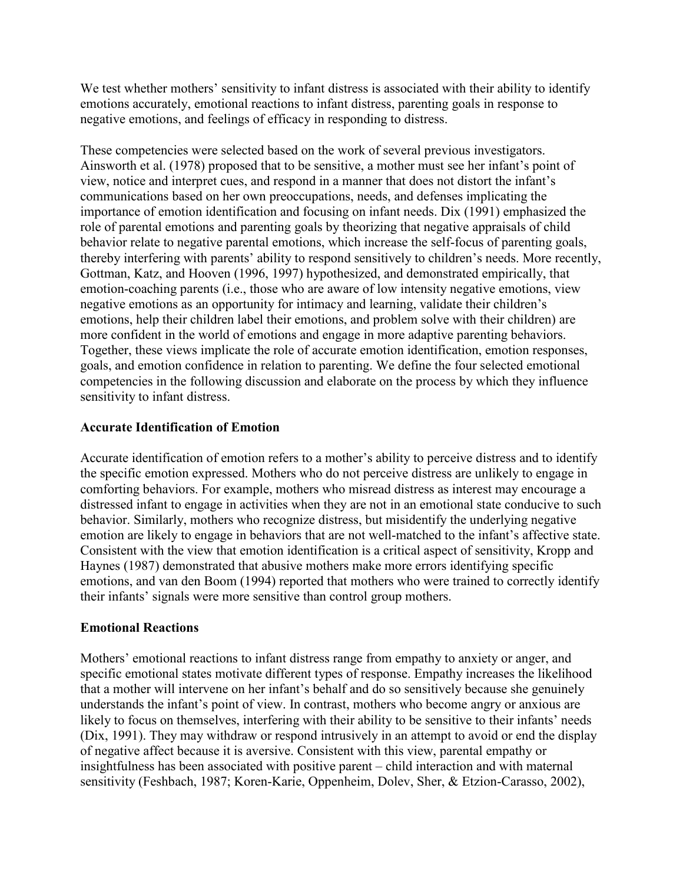We test whether mothers' sensitivity to infant distress is associated with their ability to identify emotions accurately, emotional reactions to infant distress, parenting goals in response to negative emotions, and feelings of efficacy in responding to distress.

These competencies were selected based on the work of several previous investigators. Ainsworth et al. (1978) proposed that to be sensitive, a mother must see her infant's point of view, notice and interpret cues, and respond in a manner that does not distort the infant's communications based on her own preoccupations, needs, and defenses implicating the importance of emotion identification and focusing on infant needs. Dix (1991) emphasized the role of parental emotions and parenting goals by theorizing that negative appraisals of child behavior relate to negative parental emotions, which increase the self-focus of parenting goals, thereby interfering with parents' ability to respond sensitively to children's needs. More recently, Gottman, Katz, and Hooven (1996, 1997) hypothesized, and demonstrated empirically, that emotion-coaching parents (i.e., those who are aware of low intensity negative emotions, view negative emotions as an opportunity for intimacy and learning, validate their children's emotions, help their children label their emotions, and problem solve with their children) are more confident in the world of emotions and engage in more adaptive parenting behaviors. Together, these views implicate the role of accurate emotion identification, emotion responses, goals, and emotion confidence in relation to parenting. We define the four selected emotional competencies in the following discussion and elaborate on the process by which they influence sensitivity to infant distress.

### Accurate Identification of Emotion

Accurate identification of emotion refers to a mother's ability to perceive distress and to identify the specific emotion expressed. Mothers who do not perceive distress are unlikely to engage in comforting behaviors. For example, mothers who misread distress as interest may encourage a distressed infant to engage in activities when they are not in an emotional state conducive to such behavior. Similarly, mothers who recognize distress, but misidentify the underlying negative emotion are likely to engage in behaviors that are not well-matched to the infant's affective state. Consistent with the view that emotion identification is a critical aspect of sensitivity, Kropp and Haynes (1987) demonstrated that abusive mothers make more errors identifying specific emotions, and van den Boom (1994) reported that mothers who were trained to correctly identify their infants' signals were more sensitive than control group mothers.

### Emotional Reactions

Mothers' emotional reactions to infant distress range from empathy to anxiety or anger, and specific emotional states motivate different types of response. Empathy increases the likelihood that a mother will intervene on her infant's behalf and do so sensitively because she genuinely understands the infant's point of view. In contrast, mothers who become angry or anxious are likely to focus on themselves, interfering with their ability to be sensitive to their infants' needs (Dix, 1991). They may withdraw or respond intrusively in an attempt to avoid or end the display of negative affect because it is aversive. Consistent with this view, parental empathy or insightfulness has been associated with positive parent – child interaction and with maternal sensitivity (Feshbach, 1987; Koren-Karie, Oppenheim, Dolev, Sher, & Etzion-Carasso, 2002),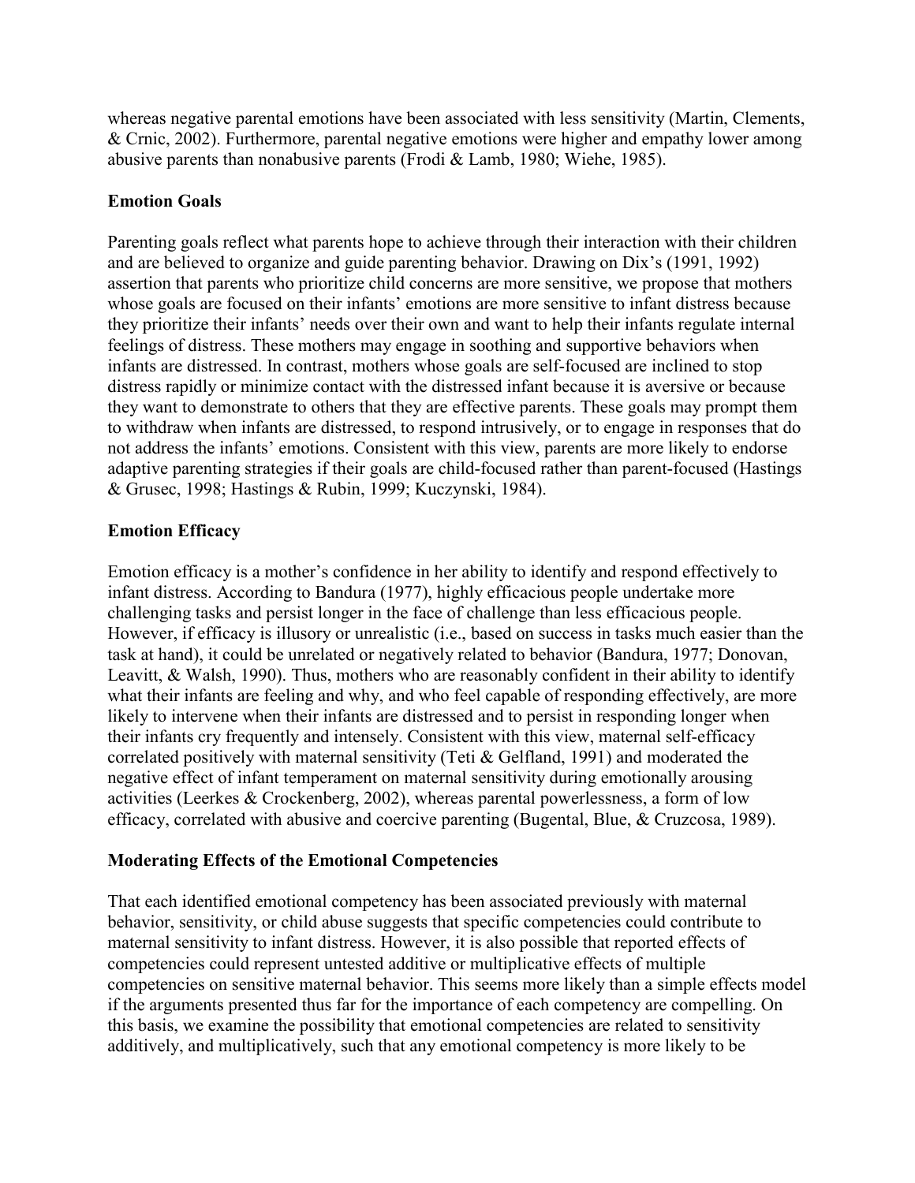whereas negative parental emotions have been associated with less sensitivity (Martin, Clements, & Crnic, 2002). Furthermore, parental negative emotions were higher and empathy lower among abusive parents than nonabusive parents (Frodi & Lamb, 1980; Wiehe, 1985).

### Emotion Goals

Parenting goals reflect what parents hope to achieve through their interaction with their children and are believed to organize and guide parenting behavior. Drawing on Dix's (1991, 1992) assertion that parents who prioritize child concerns are more sensitive, we propose that mothers whose goals are focused on their infants' emotions are more sensitive to infant distress because they prioritize their infants' needs over their own and want to help their infants regulate internal feelings of distress. These mothers may engage in soothing and supportive behaviors when infants are distressed. In contrast, mothers whose goals are self-focused are inclined to stop distress rapidly or minimize contact with the distressed infant because it is aversive or because they want to demonstrate to others that they are effective parents. These goals may prompt them to withdraw when infants are distressed, to respond intrusively, or to engage in responses that do not address the infants' emotions. Consistent with this view, parents are more likely to endorse adaptive parenting strategies if their goals are child-focused rather than parent-focused (Hastings & Grusec, 1998; Hastings & Rubin, 1999; Kuczynski, 1984).

### Emotion Efficacy

Emotion efficacy is a mother's confidence in her ability to identify and respond effectively to infant distress. According to Bandura (1977), highly efficacious people undertake more challenging tasks and persist longer in the face of challenge than less efficacious people. However, if efficacy is illusory or unrealistic (i.e., based on success in tasks much easier than the task at hand), it could be unrelated or negatively related to behavior (Bandura, 1977; Donovan, Leavitt, & Walsh, 1990). Thus, mothers who are reasonably confident in their ability to identify what their infants are feeling and why, and who feel capable of responding effectively, are more likely to intervene when their infants are distressed and to persist in responding longer when their infants cry frequently and intensely. Consistent with this view, maternal self-efficacy correlated positively with maternal sensitivity (Teti & Gelfland, 1991) and moderated the negative effect of infant temperament on maternal sensitivity during emotionally arousing activities (Leerkes & Crockenberg, 2002), whereas parental powerlessness, a form of low efficacy, correlated with abusive and coercive parenting (Bugental, Blue, & Cruzcosa, 1989).

### Moderating Effects of the Emotional Competencies

That each identified emotional competency has been associated previously with maternal behavior, sensitivity, or child abuse suggests that specific competencies could contribute to maternal sensitivity to infant distress. However, it is also possible that reported effects of competencies could represent untested additive or multiplicative effects of multiple competencies on sensitive maternal behavior. This seems more likely than a simple effects model if the arguments presented thus far for the importance of each competency are compelling. On this basis, we examine the possibility that emotional competencies are related to sensitivity additively, and multiplicatively, such that any emotional competency is more likely to be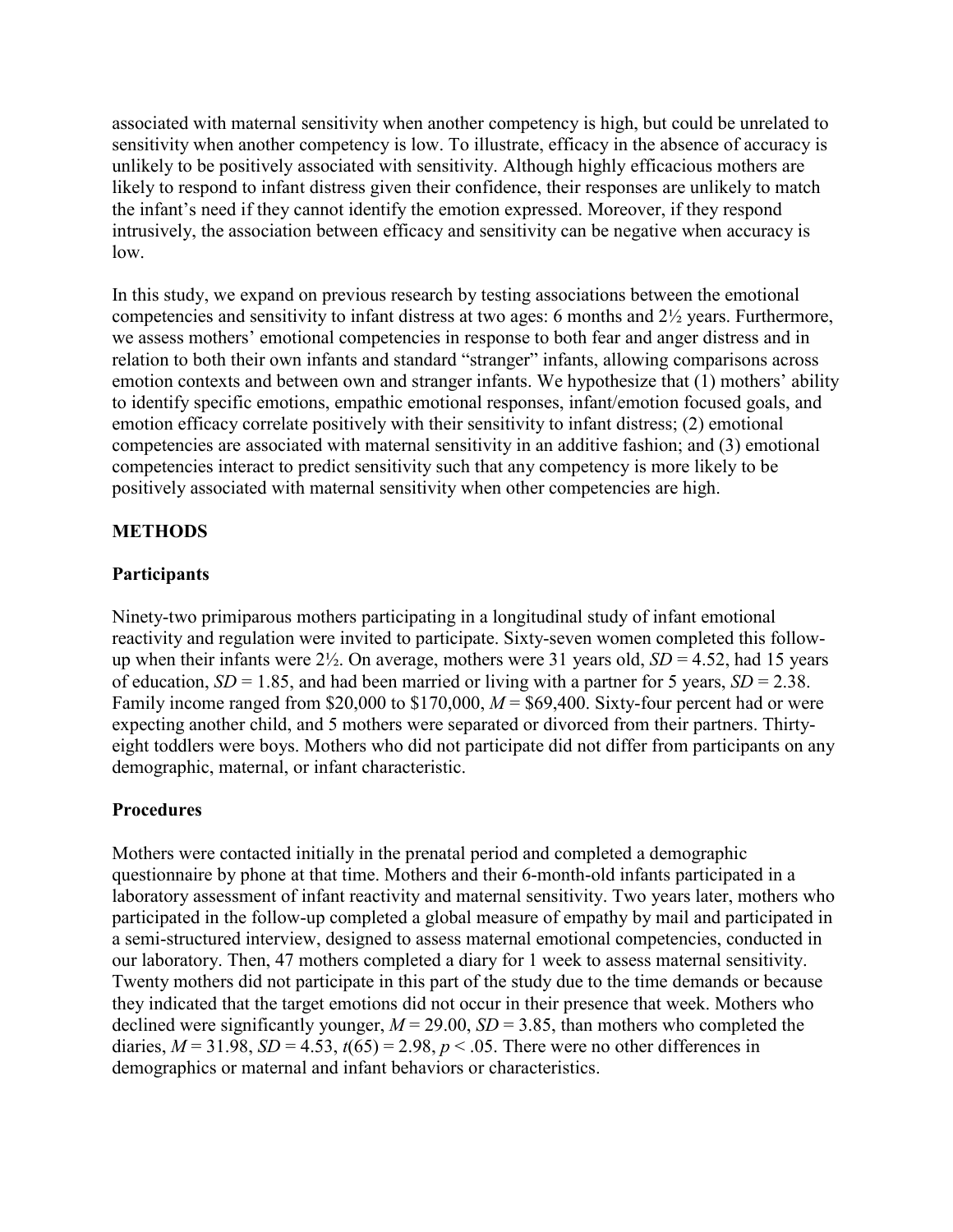associated with maternal sensitivity when another competency is high, but could be unrelated to sensitivity when another competency is low. To illustrate, efficacy in the absence of accuracy is unlikely to be positively associated with sensitivity. Although highly efficacious mothers are likely to respond to infant distress given their confidence, their responses are unlikely to match the infant's need if they cannot identify the emotion expressed. Moreover, if they respond intrusively, the association between efficacy and sensitivity can be negative when accuracy is low.

In this study, we expand on previous research by testing associations between the emotional competencies and sensitivity to infant distress at two ages: 6 months and 2½ years. Furthermore, we assess mothers' emotional competencies in response to both fear and anger distress and in relation to both their own infants and standard "stranger" infants, allowing comparisons across emotion contexts and between own and stranger infants. We hypothesize that (1) mothers' ability to identify specific emotions, empathic emotional responses, infant/emotion focused goals, and emotion efficacy correlate positively with their sensitivity to infant distress; (2) emotional competencies are associated with maternal sensitivity in an additive fashion; and (3) emotional competencies interact to predict sensitivity such that any competency is more likely to be positively associated with maternal sensitivity when other competencies are high.

## METHODS

### Participants

Ninety-two primiparous mothers participating in a longitudinal study of infant emotional reactivity and regulation were invited to participate. Sixty-seven women completed this follow-up when their infants were 2½. On average, mothers were 31 years old, $SD = 4.52$, had 15 years of education, $SD = 1.85$, and had been married or living with a partner for 5 years, $SD = 2.38$. Family income ranged from \$20,000 to \$170,000, $M = \$69,400$. Sixty-four percent had or were expecting another child, and 5 mothers were separated or divorced from their partners. Thirty-eight toddlers were boys. Mothers who did not participate did not differ from participants on any demographic, maternal, or infant characteristic.

### Procedures

Mothers were contacted initially in the prenatal period and completed a demographic questionnaire by phone at that time. Mothers and their 6-month-old infants participated in a laboratory assessment of infant reactivity and maternal sensitivity. Two years later, mothers who participated in the follow-up completed a global measure of empathy by mail and participated in a semi-structured interview, designed to assess maternal emotional competencies, conducted in our laboratory. Then, 47 mothers completed a diary for 1 week to assess maternal sensitivity. Twenty mothers did not participate in this part of the study due to the time demands or because they indicated that the target emotions did not occur in their presence that week. Mothers who declined were significantly younger, $M = 29.00$, $SD = 3.85$, than mothers who completed the diaries, $M = 31.98$, $SD = 4.53$, $t(65) = 2.98$, $p < .05$. There were no other differences in demographics or maternal and infant behaviors or characteristics.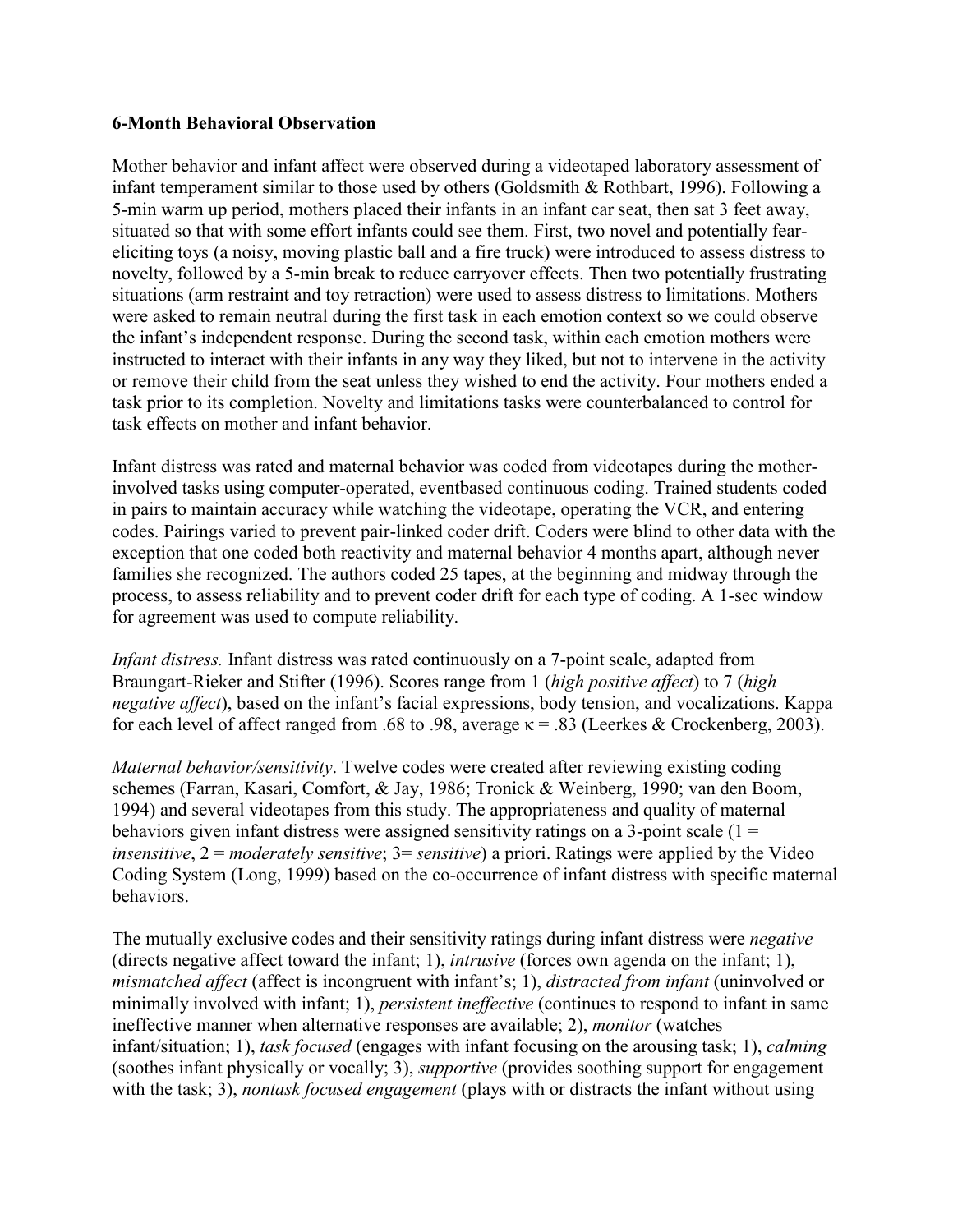**6-Month Behavioral Observation**

Mother behavior and infant affect were observed during a videotaped laboratory assessment of infant temperament similar to those used by others (Goldsmith & Rothbart, 1996). Following a 5-min warm up period, mothers placed their infants in an infant car seat, then sat 3 feet away, situated so that with some effort infants could see them. First, two novel and potentially fear-eliciting toys (a noisy, moving plastic ball and a fire truck) were introduced to assess distress to novelty, followed by a 5-min break to reduce carryover effects. Then two potentially frustrating situations (arm restraint and toy retraction) were used to assess distress to limitations. Mothers were asked to remain neutral during the first task in each emotion context so we could observe the infant's independent response. During the second task, within each emotion mothers were instructed to interact with their infants in any way they liked, but not to intervene in the activity or remove their child from the seat unless they wished to end the activity. Four mothers ended a task prior to its completion. Novelty and limitations tasks were counterbalanced to control for task effects on mother and infant behavior.

Infant distress was rated and maternal behavior was coded from videotapes during the mother-involved tasks using computer-operated, eventbased continuous coding. Trained students coded in pairs to maintain accuracy while watching the videotape, operating the VCR, and entering codes. Pairings varied to prevent pair-linked coder drift. Coders were blind to other data with the exception that one coded both reactivity and maternal behavior 4 months apart, although never families she recognized. The authors coded 25 tapes, at the beginning and midway through the process, to assess reliability and to prevent coder drift for each type of coding. A 1-sec window for agreement was used to compute reliability.

*Infant distress.* Infant distress was rated continuously on a 7-point scale, adapted from Braungart-Rieker and Stifter (1996). Scores range from 1 (*high positive affect*) to 7 (*high negative affect*), based on the infant's facial expressions, body tension, and vocalizations. Kappa for each level of affect ranged from .68 to .98, average $\kappa = .83$ (Leerkes & Crockenberg, 2003).

*Maternal behavior/sensitivity*. Twelve codes were created after reviewing existing coding schemes (Farran, Kasari, Comfort, & Jay, 1986; Tronick & Weinberg, 1990; van den Boom, 1994) and several videotapes from this study. The appropriateness and quality of maternal behaviors given infant distress were assigned sensitivity ratings on a 3-point scale (1 = *insensitive*, 2 = *moderately sensitive*; 3= *sensitive*) a priori. Ratings were applied by the Video Coding System (Long, 1999) based on the co-occurrence of infant distress with specific maternal behaviors.

The mutually exclusive codes and their sensitivity ratings during infant distress were *negative* (directs negative affect toward the infant; 1), *intrusive* (forces own agenda on the infant; 1), *mismatched affect* (affect is incongruent with infant's; 1), *distracted from infant* (uninvolved or minimally involved with infant; 1), *persistent ineffective* (continues to respond to infant in same ineffective manner when alternative responses are available; 2), *monitor* (watches infant/situation; 1), *task focused* (engages with infant focusing on the arousing task; 1), *calming* (soothes infant physically or vocally; 3), *supportive* (provides soothing support for engagement with the task; 3), *nontask focused engagement* (plays with or distracts the infant without using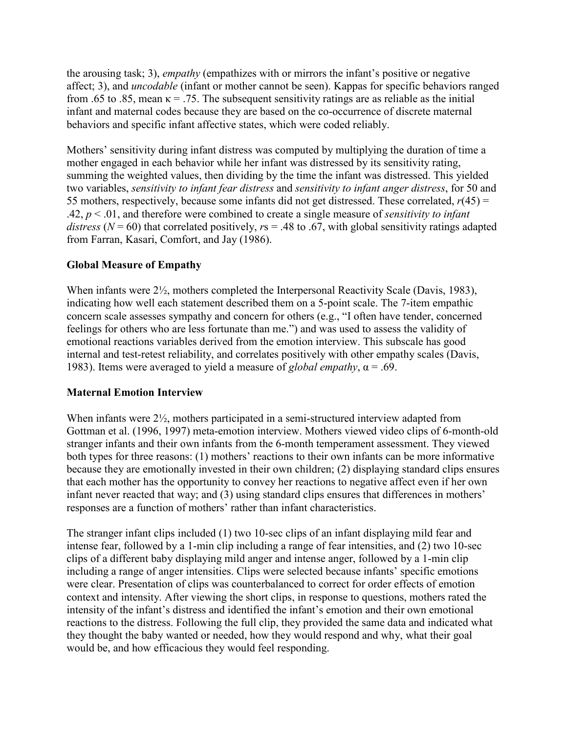the arousing task; 3), *empathy* (empathizes with or mirrors the infant's positive or negative affect; 3), and *uncodable* (infant or mother cannot be seen). Kappas for specific behaviors ranged from .65 to .85, mean $\kappa = .75$. The subsequent sensitivity ratings are as reliable as the initial infant and maternal codes because they are based on the co-occurrence of discrete maternal behaviors and specific infant affective states, which were coded reliably.

Mothers' sensitivity during infant distress was computed by multiplying the duration of time a mother engaged in each behavior while her infant was distressed by its sensitivity rating, summing the weighted values, then dividing by the time the infant was distressed. This yielded two variables, *sensitivity to infant fear distress* and *sensitivity to infant anger distress*, for 50 and 55 mothers, respectively, because some infants did not get distressed. These correlated, $r(45) = .42$, $p < .01$, and therefore were combined to create a single measure of *sensitivity to infant distress* ($N = 60$) that correlated positively, $r$s = .48 to .67, with global sensitivity ratings adapted from Farran, Kasari, Comfort, and Jay (1986).

### Global Measure of Empathy

When infants were 2½, mothers completed the Interpersonal Reactivity Scale (Davis, 1983), indicating how well each statement described them on a 5-point scale. The 7-item empathic concern scale assesses sympathy and concern for others (e.g., "I often have tender, concerned feelings for others who are less fortunate than me.") and was used to assess the validity of emotional reactions variables derived from the emotion interview. This subscale has good internal and test-retest reliability, and correlates positively with other empathy scales (Davis, 1983). Items were averaged to yield a measure of *global empathy*, $\alpha = .69$.

### Maternal Emotion Interview

When infants were 2½, mothers participated in a semi-structured interview adapted from Gottman et al. (1996, 1997) meta-emotion interview. Mothers viewed video clips of 6-month-old stranger infants and their own infants from the 6-month temperament assessment. They viewed both types for three reasons: (1) mothers' reactions to their own infants can be more informative because they are emotionally invested in their own children; (2) displaying standard clips ensures that each mother has the opportunity to convey her reactions to negative affect even if her own infant never reacted that way; and (3) using standard clips ensures that differences in mothers' responses are a function of mothers' rather than infant characteristics.

The stranger infant clips included (1) two 10-sec clips of an infant displaying mild fear and intense fear, followed by a 1-min clip including a range of fear intensities, and (2) two 10-sec clips of a different baby displaying mild anger and intense anger, followed by a 1-min clip including a range of anger intensities. Clips were selected because infants' specific emotions were clear. Presentation of clips was counterbalanced to correct for order effects of emotion context and intensity. After viewing the short clips, in response to questions, mothers rated the intensity of the infant's distress and identified the infant's emotion and their own emotional reactions to the distress. Following the full clip, they provided the same data and indicated what they thought the baby wanted or needed, how they would respond and why, what their goal would be, and how efficacious they would feel responding.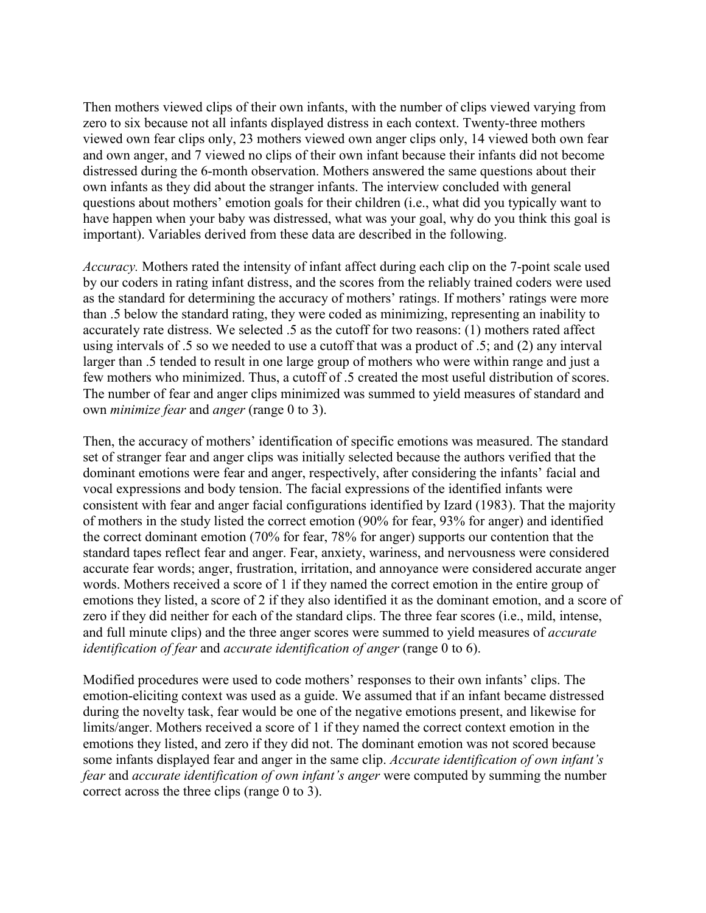Then mothers viewed clips of their own infants, with the number of clips viewed varying from zero to six because not all infants displayed distress in each context. Twenty-three mothers viewed own fear clips only, 23 mothers viewed own anger clips only, 14 viewed both own fear and own anger, and 7 viewed no clips of their own infant because their infants did not become distressed during the 6-month observation. Mothers answered the same questions about their own infants as they did about the stranger infants. The interview concluded with general questions about mothers' emotion goals for their children (i.e., what did you typically want to have happen when your baby was distressed, what was your goal, why do you think this goal is important). Variables derived from these data are described in the following.

*Accuracy.* Mothers rated the intensity of infant affect during each clip on the 7-point scale used by our coders in rating infant distress, and the scores from the reliably trained coders were used as the standard for determining the accuracy of mothers' ratings. If mothers' ratings were more than .5 below the standard rating, they were coded as minimizing, representing an inability to accurately rate distress. We selected .5 as the cutoff for two reasons: (1) mothers rated affect using intervals of .5 so we needed to use a cutoff that was a product of .5; and (2) any interval larger than .5 tended to result in one large group of mothers who were within range and just a few mothers who minimized. Thus, a cutoff of .5 created the most useful distribution of scores. The number of fear and anger clips minimized was summed to yield measures of standard and own *minimize fear* and *anger* (range 0 to 3).

Then, the accuracy of mothers' identification of specific emotions was measured. The standard set of stranger fear and anger clips was initially selected because the authors verified that the dominant emotions were fear and anger, respectively, after considering the infants' facial and vocal expressions and body tension. The facial expressions of the identified infants were consistent with fear and anger facial configurations identified by Izard (1983). That the majority of mothers in the study listed the correct emotion (90% for fear, 93% for anger) and identified the correct dominant emotion (70% for fear, 78% for anger) supports our contention that the standard tapes reflect fear and anger. Fear, anxiety, wariness, and nervousness were considered accurate fear words; anger, frustration, irritation, and annoyance were considered accurate anger words. Mothers received a score of 1 if they named the correct emotion in the entire group of emotions they listed, a score of 2 if they also identified it as the dominant emotion, and a score of zero if they did neither for each of the standard clips. The three fear scores (i.e., mild, intense, and full minute clips) and the three anger scores were summed to yield measures of *accurate identification of fear* and *accurate identification of anger* (range 0 to 6).

Modified procedures were used to code mothers' responses to their own infants' clips. The emotion-eliciting context was used as a guide. We assumed that if an infant became distressed during the novelty task, fear would be one of the negative emotions present, and likewise for limits/anger. Mothers received a score of 1 if they named the correct context emotion in the emotions they listed, and zero if they did not. The dominant emotion was not scored because some infants displayed fear and anger in the same clip. *Accurate identification of own infant's fear* and *accurate identification of own infant's anger* were computed by summing the number correct across the three clips (range 0 to 3).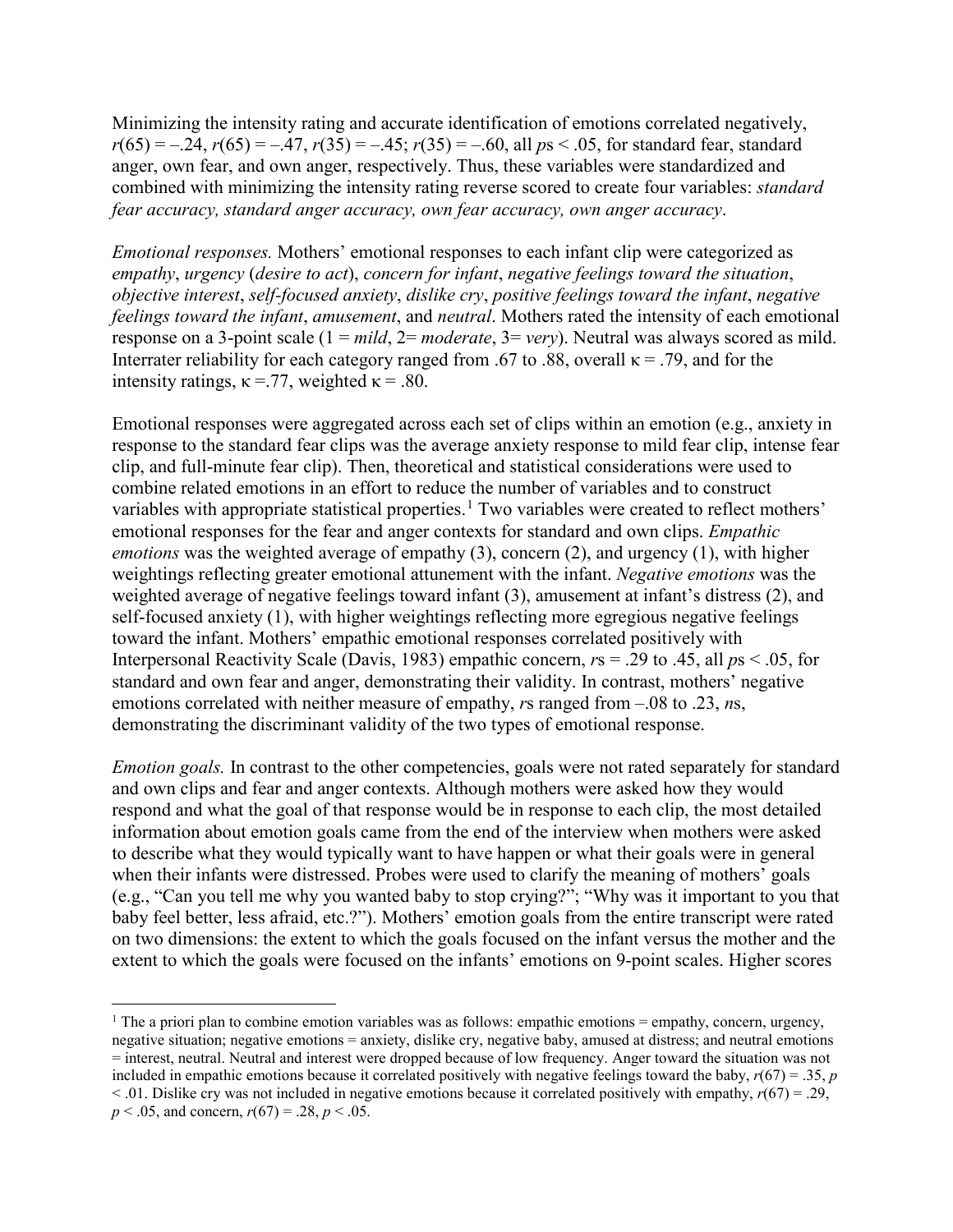Minimizing the intensity rating and accurate identification of emotions correlated negatively, $r(65) = -.24$, $r(65) = -.47$, $r(35) = -.45$; $r(35) = -.60$, all $p$s $< .05$, for standard fear, standard anger, own fear, and own anger, respectively. Thus, these variables were standardized and combined with minimizing the intensity rating reverse scored to create four variables: *standard fear accuracy, standard anger accuracy, own fear accuracy, own anger accuracy*.

*Emotional responses.* Mothers' emotional responses to each infant clip were categorized as *empathy*, *urgency* (*desire to act*), *concern for infant*, *negative feelings toward the situation*, *objective interest*, *self-focused anxiety*, *dislike cry*, *positive feelings toward the infant*, *negative feelings toward the infant*, *amusement*, and *neutral*. Mothers rated the intensity of each emotional response on a 3-point scale (1 = *mild*, 2= *moderate*, 3= *very*). Neutral was always scored as mild. Interrater reliability for each category ranged from .67 to .88, overall $\kappa = .79$, and for the intensity ratings, $\kappa = .77$, weighted $\kappa = .80$.

Emotional responses were aggregated across each set of clips within an emotion (e.g., anxiety in response to the standard fear clips was the average anxiety response to mild fear clip, intense fear clip, and full-minute fear clip). Then, theoretical and statistical considerations were used to combine related emotions in an effort to reduce the number of variables and to construct variables with appropriate statistical properties.[1] Two variables were created to reflect mothers' emotional responses for the fear and anger contexts for standard and own clips. *Empathic emotions* was the weighted average of empathy (3), concern (2), and urgency (1), with higher weightings reflecting greater emotional attunement with the infant. *Negative emotions* was the weighted average of negative feelings toward infant (3), amusement at infant's distress (2), and self-focused anxiety (1), with higher weightings reflecting more egregious negative feelings toward the infant. Mothers' empathic emotional responses correlated positively with Interpersonal Reactivity Scale (Davis, 1983) empathic concern, $r$s = .29 to .45, all $p$s $< .05$, for standard and own fear and anger, demonstrating their validity. In contrast, mothers' negative emotions correlated with neither measure of empathy, $r$s ranged from –.08 to .23, *ns*, demonstrating the discriminant validity of the two types of emotional response.

*Emotion goals.* In contrast to the other competencies, goals were not rated separately for standard and own clips and fear and anger contexts. Although mothers were asked how they would respond and what the goal of that response would be in response to each clip, the most detailed information about emotion goals came from the end of the interview when mothers were asked to describe what they would typically want to have happen or what their goals were in general when their infants were distressed. Probes were used to clarify the meaning of mothers' goals (e.g., "Can you tell me why you wanted baby to stop crying?"; "Why was it important to you that baby feel better, less afraid, etc.?"). Mothers' emotion goals from the entire transcript were rated on two dimensions: the extent to which the goals focused on the infant versus the mother and the extent to which the goals were focused on the infants' emotions on 9-point scales. Higher scores

[1] The a priori plan to combine emotion variables was as follows: empathic emotions = empathy, concern, urgency, negative situation; negative emotions = anxiety, dislike cry, negative baby, amused at distress; and neutral emotions = interest, neutral. Neutral and interest were dropped because of low frequency. Anger toward the situation was not included in empathic emotions because it correlated positively with negative feelings toward the baby, $r(67) = .35$, $p < .01$. Dislike cry was not included in negative emotions because it correlated positively with empathy, $r(67) = .29$, $p < .05$, and concern, $r(67) = .28$, $p < .05$.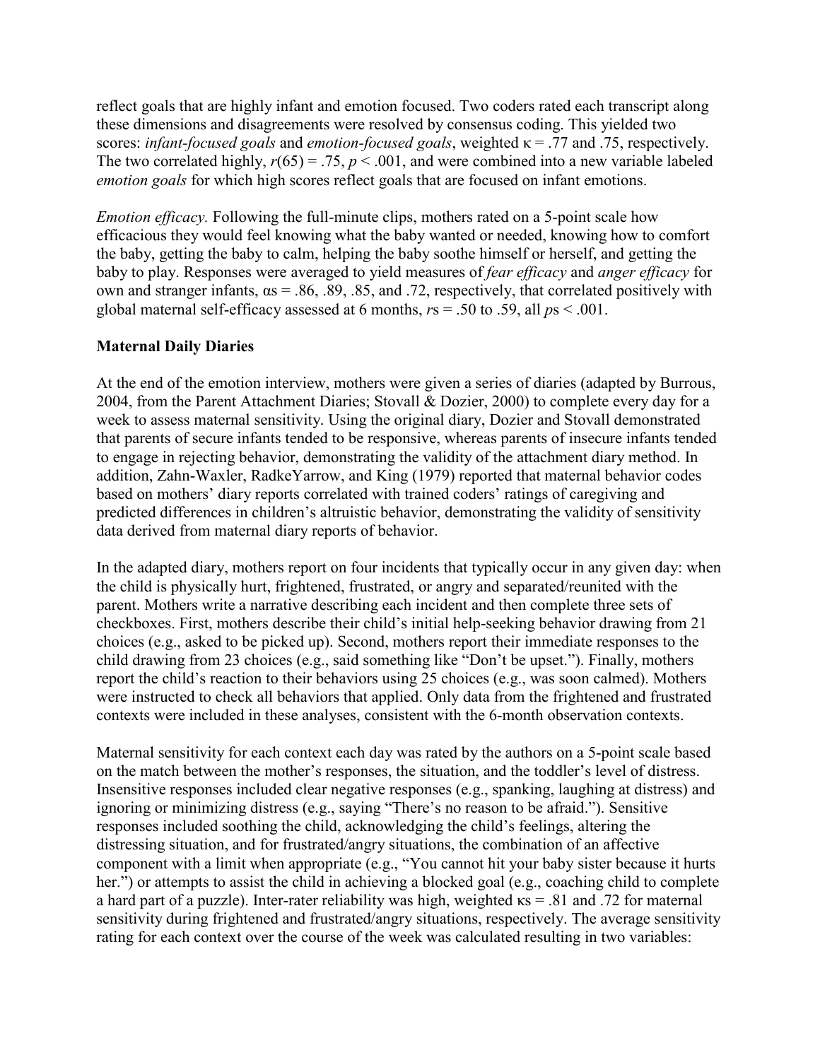reflect goals that are highly infant and emotion focused. Two coders rated each transcript along these dimensions and disagreements were resolved by consensus coding. This yielded two scores: *infant-focused goals* and *emotion-focused goals*, weighted κ = .77 and .75, respectively. The two correlated highly, $r(65) = .75$, $p < .001$, and were combined into a new variable labeled *emotion goals* for which high scores reflect goals that are focused on infant emotions.

*Emotion efficacy.* Following the full-minute clips, mothers rated on a 5-point scale how efficacious they would feel knowing what the baby wanted or needed, knowing how to comfort the baby, getting the baby to calm, helping the baby soothe himself or herself, and getting the baby to play. Responses were averaged to yield measures of *fear efficacy* and *anger efficacy* for own and stranger infants, αs = .86, .89, .85, and .72, respectively, that correlated positively with global maternal self-efficacy assessed at 6 months, *r*s = .50 to .59, all *p*s < .001.

**Maternal Daily Diaries**

At the end of the emotion interview, mothers were given a series of diaries (adapted by Burrous, 2004, from the Parent Attachment Diaries; Stovall & Dozier, 2000) to complete every day for a week to assess maternal sensitivity. Using the original diary, Dozier and Stovall demonstrated that parents of secure infants tended to be responsive, whereas parents of insecure infants tended to engage in rejecting behavior, demonstrating the validity of the attachment diary method. In addition, Zahn-Waxler, RadkeYarrow, and King (1979) reported that maternal behavior codes based on mothers' diary reports correlated with trained coders' ratings of caregiving and predicted differences in children's altruistic behavior, demonstrating the validity of sensitivity data derived from maternal diary reports of behavior.

In the adapted diary, mothers report on four incidents that typically occur in any given day: when the child is physically hurt, frightened, frustrated, or angry and separated/reunited with the parent. Mothers write a narrative describing each incident and then complete three sets of checkboxes. First, mothers describe their child's initial help-seeking behavior drawing from 21 choices (e.g., asked to be picked up). Second, mothers report their immediate responses to the child drawing from 23 choices (e.g., said something like "Don't be upset."). Finally, mothers report the child's reaction to their behaviors using 25 choices (e.g., was soon calmed). Mothers were instructed to check all behaviors that applied. Only data from the frightened and frustrated contexts were included in these analyses, consistent with the 6-month observation contexts.

Maternal sensitivity for each context each day was rated by the authors on a 5-point scale based on the match between the mother's responses, the situation, and the toddler's level of distress. Insensitive responses included clear negative responses (e.g., spanking, laughing at distress) and ignoring or minimizing distress (e.g., saying "There's no reason to be afraid."). Sensitive responses included soothing the child, acknowledging the child's feelings, altering the distressing situation, and for frustrated/angry situations, the combination of an affective component with a limit when appropriate (e.g., "You cannot hit your baby sister because it hurts her.") or attempts to assist the child in achieving a blocked goal (e.g., coaching child to complete a hard part of a puzzle). Inter-rater reliability was high, weighted κs = .81 and .72 for maternal sensitivity during frightened and frustrated/angry situations, respectively. The average sensitivity rating for each context over the course of the week was calculated resulting in two variables: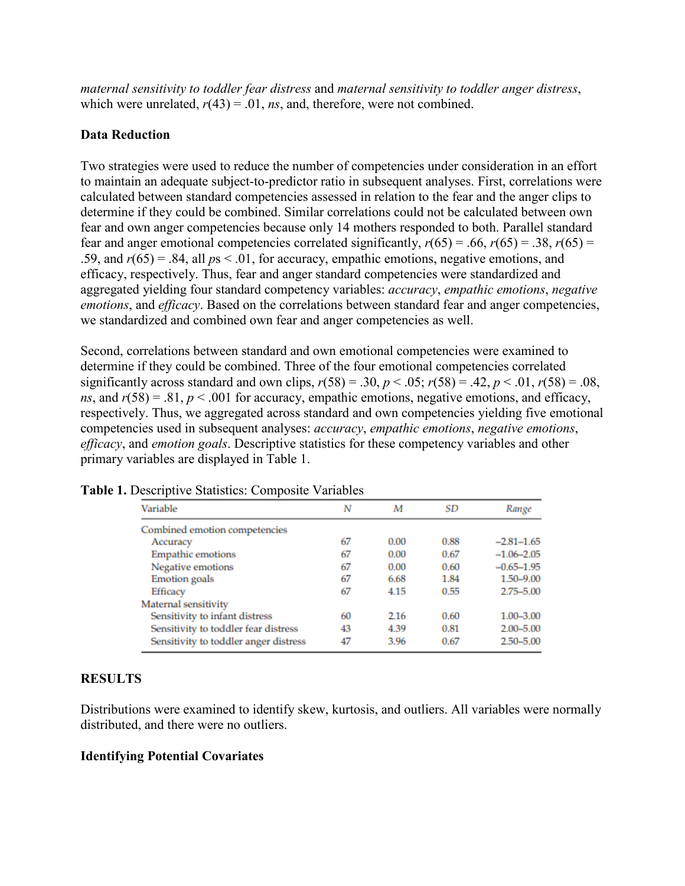*maternal sensitivity to toddler fear distress* and *maternal sensitivity to toddler anger distress*, which were unrelated, $r(43) = .01$, *ns*, and, therefore, were not combined.

### Data Reduction

Two strategies were used to reduce the number of competencies under consideration in an effort to maintain an adequate subject-to-predictor ratio in subsequent analyses. First, correlations were calculated between standard competencies assessed in relation to the fear and the anger clips to determine if they could be combined. Similar correlations could not be calculated between own fear and own anger competencies because only 14 mothers responded to both. Parallel standard fear and anger emotional competencies correlated significantly, $r(65) = .66$, $r(65) = .38$, $r(65) = .59$, and $r(65) = .84$, all $ps < .01$, for accuracy, empathic emotions, negative emotions, and efficacy, respectively. Thus, fear and anger standard competencies were standardized and aggregated yielding four standard competency variables: *accuracy*, *empathic emotions*, *negative emotions*, and *efficacy*. Based on the correlations between standard fear and anger competencies, we standardized and combined own fear and anger competencies as well.

Second, correlations between standard and own emotional competencies were examined to determine if they could be combined. Three of the four emotional competencies correlated significantly across standard and own clips, $r(58) = .30$, $p < .05$; $r(58) = .42$, $p < .01$, $r(58) = .08$, *ns*, and $r(58) = .81$, $p < .001$ for accuracy, empathic emotions, negative emotions, and efficacy, respectively. Thus, we aggregated across standard and own competencies yielding five emotional competencies used in subsequent analyses: *accuracy*, *empathic emotions*, *negative emotions*, *efficacy*, and *emotion goals*. Descriptive statistics for these competency variables and other primary variables are displayed in Table 1.

**Table 1.** Descriptive Statistics: Composite Variables

| Variable | *N* | *M* | *SD* | *Range* |
|---|---|---|---|---|
| Combined emotion competencies | | | | |
| Accuracy | 67 | 0.00 | 0.88 | –2.81–1.65 |
| Empathic emotions | 67 | 0.00 | 0.67 | –1.06–2.05 |
| Negative emotions | 67 | 0.00 | 0.60 | –0.65–1.95 |
| Emotion goals | 67 | 6.68 | 1.84 | 1.50–9.00 |
| Efficacy | 67 | 4.15 | 0.55 | 2.75–5.00 |
| Maternal sensitivity | | | | |
| Sensitivity to infant distress | 60 | 2.16 | 0.60 | 1.00–3.00 |
| Sensitivity to toddler fear distress | 43 | 4.39 | 0.81 | 2.00–5.00 |
| Sensitivity to toddler anger distress | 47 | 3.96 | 0.67 | 2.50–5.00 |

## RESULTS

Distributions were examined to identify skew, kurtosis, and outliers. All variables were normally distributed, and there were no outliers.

### Identifying Potential Covariates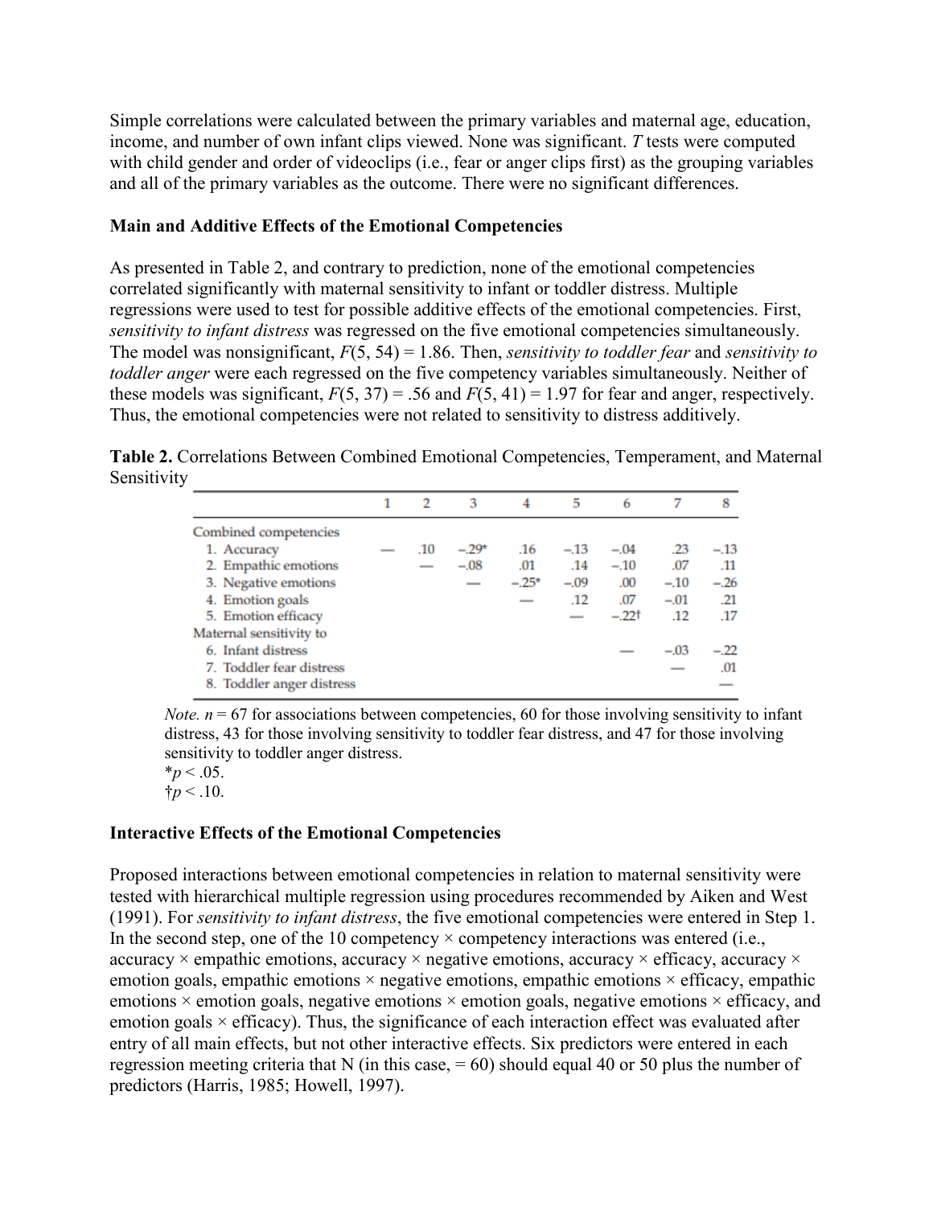Simple correlations were calculated between the primary variables and maternal age, education, income, and number of own infant clips viewed. None was significant. *T* tests were computed with child gender and order of videoclips (i.e., fear or anger clips first) as the grouping variables and all of the primary variables as the outcome. There were no significant differences.

### Main and Additive Effects of the Emotional Competencies

As presented in Table 2, and contrary to prediction, none of the emotional competencies correlated significantly with maternal sensitivity to infant or toddler distress. Multiple regressions were used to test for possible additive effects of the emotional competencies. First, *sensitivity to infant distress* was regressed on the five emotional competencies simultaneously. The model was nonsignificant, $F(5, 54) = 1.86$. Then, *sensitivity to toddler fear* and *sensitivity to toddler anger* were each regressed on the five competency variables simultaneously. Neither of these models was significant, $F(5, 37) = .56$ and $F(5, 41) = 1.97$ for fear and anger, respectively. Thus, the emotional competencies were not related to sensitivity to distress additively.

**Table 2.** Correlations Between Combined Emotional Competencies, Temperament, and Maternal Sensitivity

| | 1 | 2 | 3 | 4 | 5 | 6 | 7 | 8 |
|---|---|---|---|---|---|---|---|---|
| Combined competencies | | | | | | | | |
| 1. Accuracy | — | .10 | −.29* | .16 | −.13 | −.04 | .23 | −.13 |
| 2. Empathic emotions | | — | −.08 | .01 | .14 | −.10 | .07 | .11 |
| 3. Negative emotions | | | — | −.25* | −.09 | .00 | −.10 | −.26 |
| 4. Emotion goals | | | | — | .12 | .07 | −.01 | .21 |
| 5. Emotion efficacy | | | | | — | −.22† | .12 | .17 |
| Maternal sensitivity to | | | | | | | | |
| 6. Infant distress | | | | | | — | −.03 | −.22 |
| 7. Toddler fear distress | | | | | | | — | .01 |
| 8. Toddler anger distress | | | | | | | | — |

*Note.* $n = 67$ for associations between competencies, 60 for those involving sensitivity to infant distress, 43 for those involving sensitivity to toddler fear distress, and 47 for those involving sensitivity to toddler anger distress.
*$p < .05$.
†$p < .10$.

### Interactive Effects of the Emotional Competencies

Proposed interactions between emotional competencies in relation to maternal sensitivity were tested with hierarchical multiple regression using procedures recommended by Aiken and West (1991). For *sensitivity to infant distress*, the five emotional competencies were entered in Step 1. In the second step, one of the 10 competency × competency interactions was entered (i.e., accuracy × empathic emotions, accuracy × negative emotions, accuracy × efficacy, accuracy × emotion goals, empathic emotions × negative emotions, empathic emotions × efficacy, empathic emotions × emotion goals, negative emotions × emotion goals, negative emotions × efficacy, and emotion goals × efficacy). Thus, the significance of each interaction effect was evaluated after entry of all main effects, but not other interactive effects. Six predictors were entered in each regression meeting criteria that N (in this case, = 60) should equal 40 or 50 plus the number of predictors (Harris, 1985; Howell, 1997).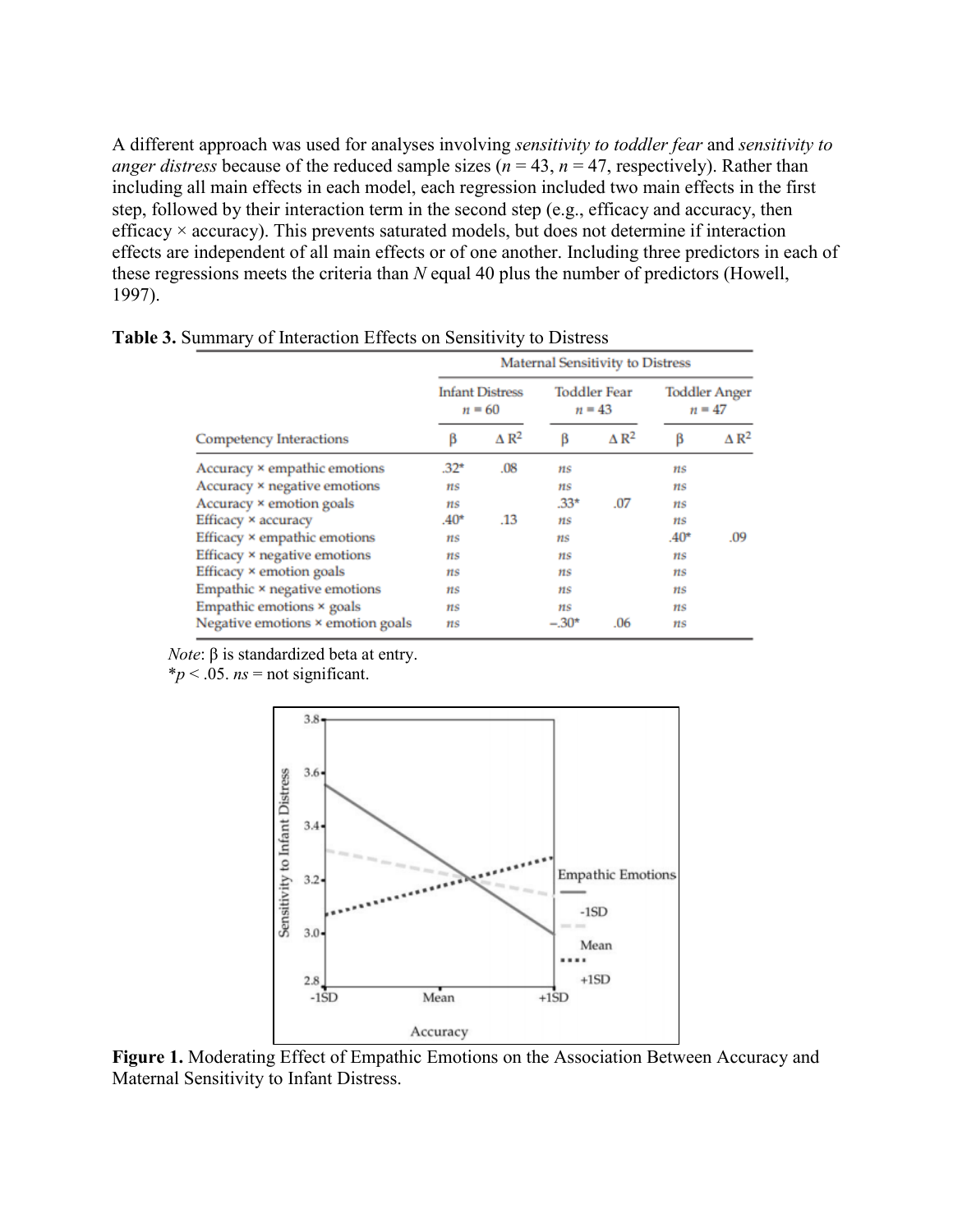A different approach was used for analyses involving *sensitivity to toddler fear* and *sensitivity to anger distress* because of the reduced sample sizes ($n = 43$, $n = 47$, respectively). Rather than including all main effects in each model, each regression included two main effects in the first step, followed by their interaction term in the second step (e.g., efficacy and accuracy, then efficacy × accuracy). This prevents saturated models, but does not determine if interaction effects are independent of all main effects or of one another. Including three predictors in each of these regressions meets the criteria than *N* equal 40 plus the number of predictors (Howell, 1997).

**Table 3.** Summary of Interaction Effects on Sensitivity to Distress

| | Maternal Sensitivity to Distress | | | | | |
|---|---|---|---|---|---|---|
| | Infant Distress $n = 60$ | | Toddler Fear $n = 43$ | | Toddler Anger $n = 47$ | |
| Competency Interactions | β | Δ $R^2$ | β | Δ $R^2$ | β | Δ $R^2$ |
| Accuracy × empathic emotions | .32* | .08 | *ns* | | *ns* | |
| Accuracy × negative emotions | *ns* | | *ns* | | *ns* | |
| Accuracy × emotion goals | *ns* | | .33* | .07 | *ns* | |
| Efficacy × accuracy | .40* | .13 | *ns* | | *ns* | |
| Efficacy × empathic emotions | *ns* | | *ns* | | .40* | .09 |
| Efficacy × negative emotions | *ns* | | *ns* | | *ns* | |
| Efficacy × emotion goals | *ns* | | *ns* | | *ns* | |
| Empathic × negative emotions | *ns* | | *ns* | | *ns* | |
| Empathic emotions × goals | *ns* | | *ns* | | *ns* | |
| Negative emotions × emotion goals | *ns* | | −.30* | .06 | *ns* | |

*Note*: β is standardized beta at entry.
*$p < .05$. *ns* = not significant.

**Figure 1.** Moderating Effect of Empathic Emotions on the Association Between Accuracy and Maternal Sensitivity to Infant Distress.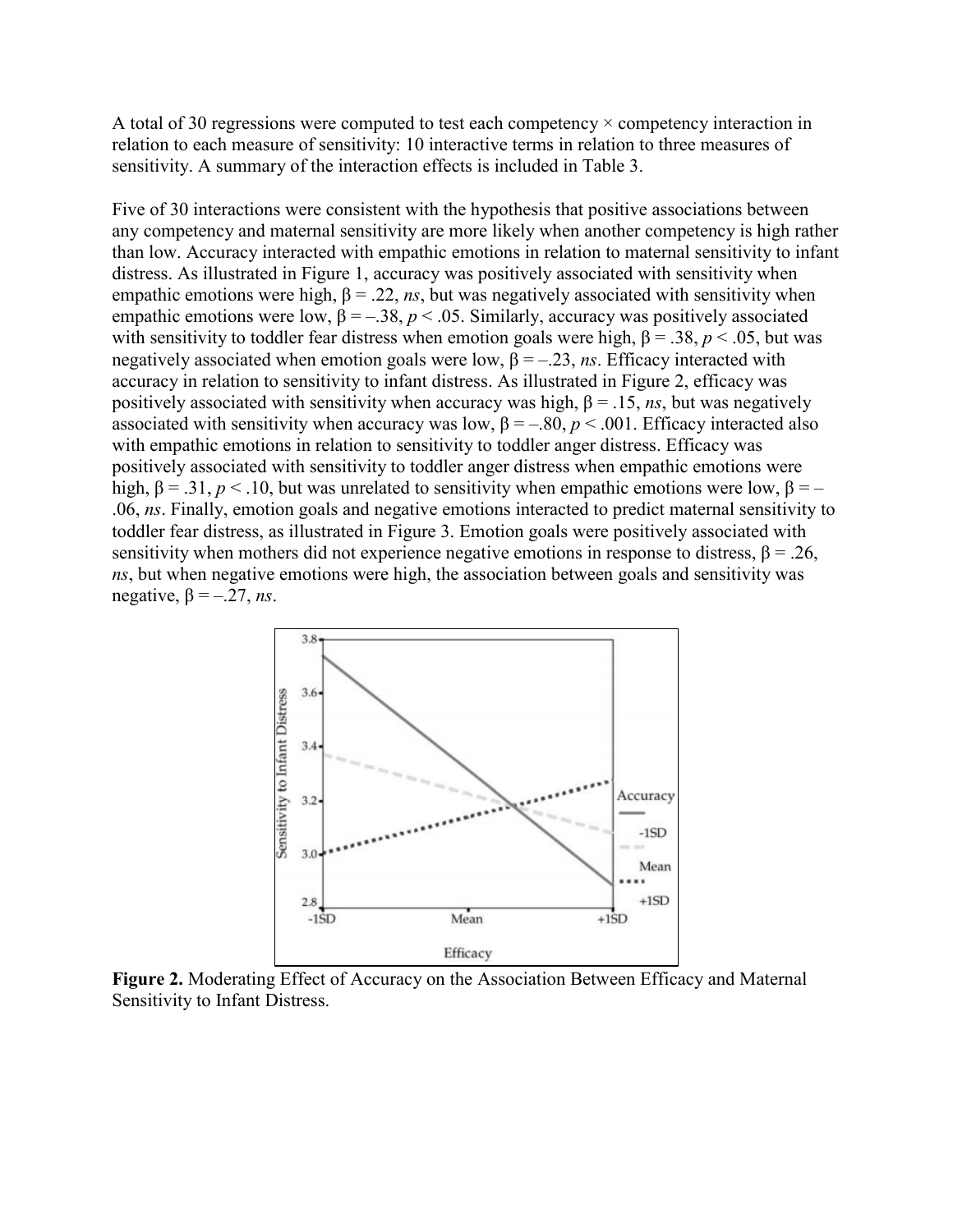A total of 30 regressions were computed to test each competency × competency interaction in relation to each measure of sensitivity: 10 interactive terms in relation to three measures of sensitivity. A summary of the interaction effects is included in Table 3.

Five of 30 interactions were consistent with the hypothesis that positive associations between any competency and maternal sensitivity are more likely when another competency is high rather than low. Accuracy interacted with empathic emotions in relation to maternal sensitivity to infant distress. As illustrated in Figure 1, accuracy was positively associated with sensitivity when empathic emotions were high, $\beta = .22$, *ns*, but was negatively associated with sensitivity when empathic emotions were low, $\beta = -.38$, $p < .05$. Similarly, accuracy was positively associated with sensitivity to toddler fear distress when emotion goals were high, $\beta = .38$, $p < .05$, but was negatively associated when emotion goals were low, $\beta = -.23$, *ns*. Efficacy interacted with accuracy in relation to sensitivity to infant distress. As illustrated in Figure 2, efficacy was positively associated with sensitivity when accuracy was high, $\beta = .15$, *ns*, but was negatively associated with sensitivity when accuracy was low, $\beta = -.80$, $p < .001$. Efficacy interacted also with empathic emotions in relation to sensitivity to toddler anger distress. Efficacy was positively associated with sensitivity to toddler anger distress when empathic emotions were high, $\beta = .31$, $p < .10$, but was unrelated to sensitivity when empathic emotions were low, $\beta = -.06$, *ns*. Finally, emotion goals and negative emotions interacted to predict maternal sensitivity to toddler fear distress, as illustrated in Figure 3. Emotion goals were positively associated with sensitivity when mothers did not experience negative emotions in response to distress, $\beta = .26$, *ns*, but when negative emotions were high, the association between goals and sensitivity was negative, $\beta = -.27$, *ns*.

**Figure 2.** Moderating Effect of Accuracy on the Association Between Efficacy and Maternal Sensitivity to Infant Distress.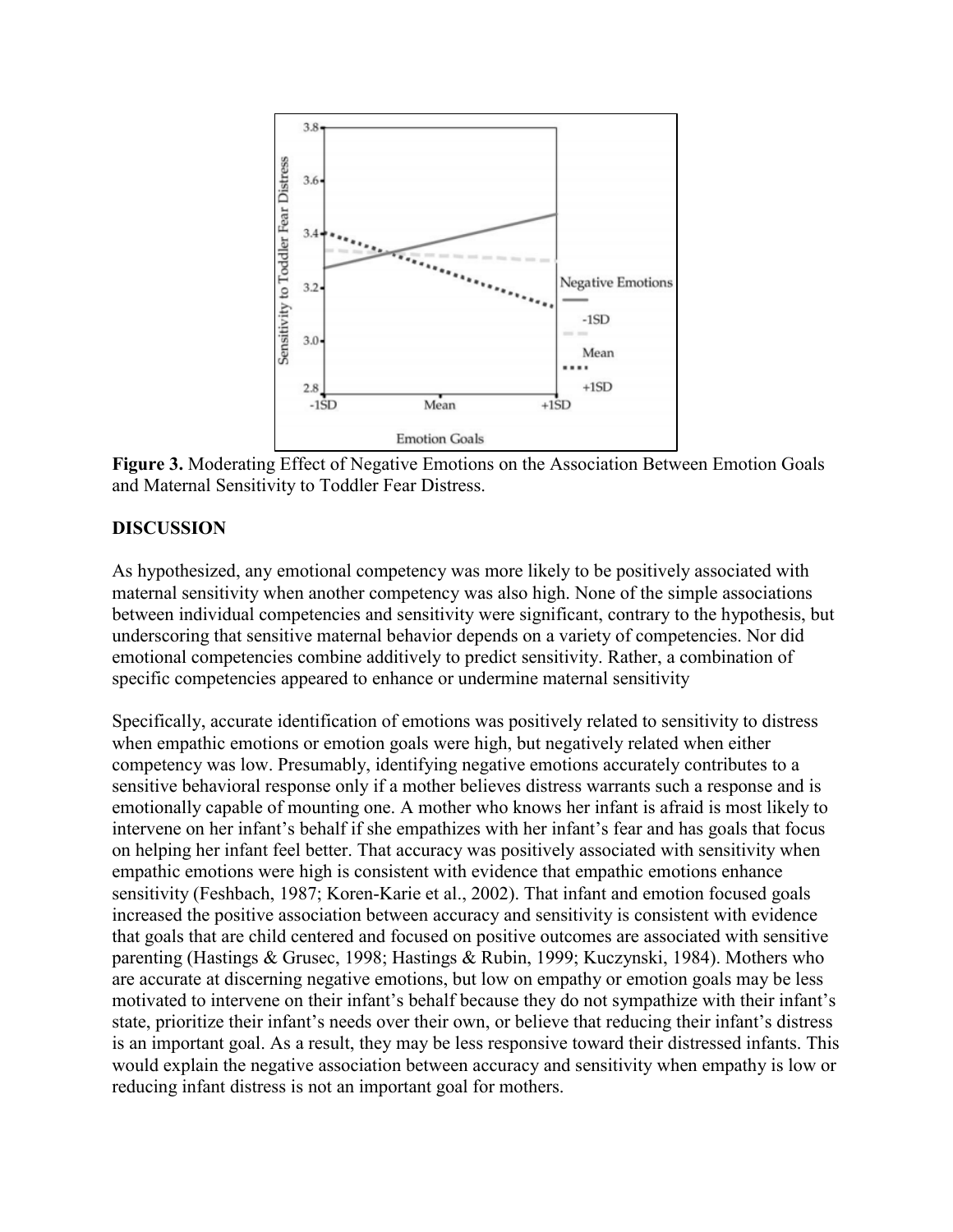**Figure 3.** Moderating Effect of Negative Emotions on the Association Between Emotion Goals and Maternal Sensitivity to Toddler Fear Distress.

## DISCUSSION

As hypothesized, any emotional competency was more likely to be positively associated with maternal sensitivity when another competency was also high. None of the simple associations between individual competencies and sensitivity were significant, contrary to the hypothesis, but underscoring that sensitive maternal behavior depends on a variety of competencies. Nor did emotional competencies combine additively to predict sensitivity. Rather, a combination of specific competencies appeared to enhance or undermine maternal sensitivity

Specifically, accurate identification of emotions was positively related to sensitivity to distress when empathic emotions or emotion goals were high, but negatively related when either competency was low. Presumably, identifying negative emotions accurately contributes to a sensitive behavioral response only if a mother believes distress warrants such a response and is emotionally capable of mounting one. A mother who knows her infant is afraid is most likely to intervene on her infant's behalf if she empathizes with her infant's fear and has goals that focus on helping her infant feel better. That accuracy was positively associated with sensitivity when empathic emotions were high is consistent with evidence that empathic emotions enhance sensitivity (Feshbach, 1987; Koren-Karie et al., 2002). That infant and emotion focused goals increased the positive association between accuracy and sensitivity is consistent with evidence that goals that are child centered and focused on positive outcomes are associated with sensitive parenting (Hastings & Grusec, 1998; Hastings & Rubin, 1999; Kuczynski, 1984). Mothers who are accurate at discerning negative emotions, but low on empathy or emotion goals may be less motivated to intervene on their infant's behalf because they do not sympathize with their infant's state, prioritize their infant's needs over their own, or believe that reducing their infant's distress is an important goal. As a result, they may be less responsive toward their distressed infants. This would explain the negative association between accuracy and sensitivity when empathy is low or reducing infant distress is not an important goal for mothers.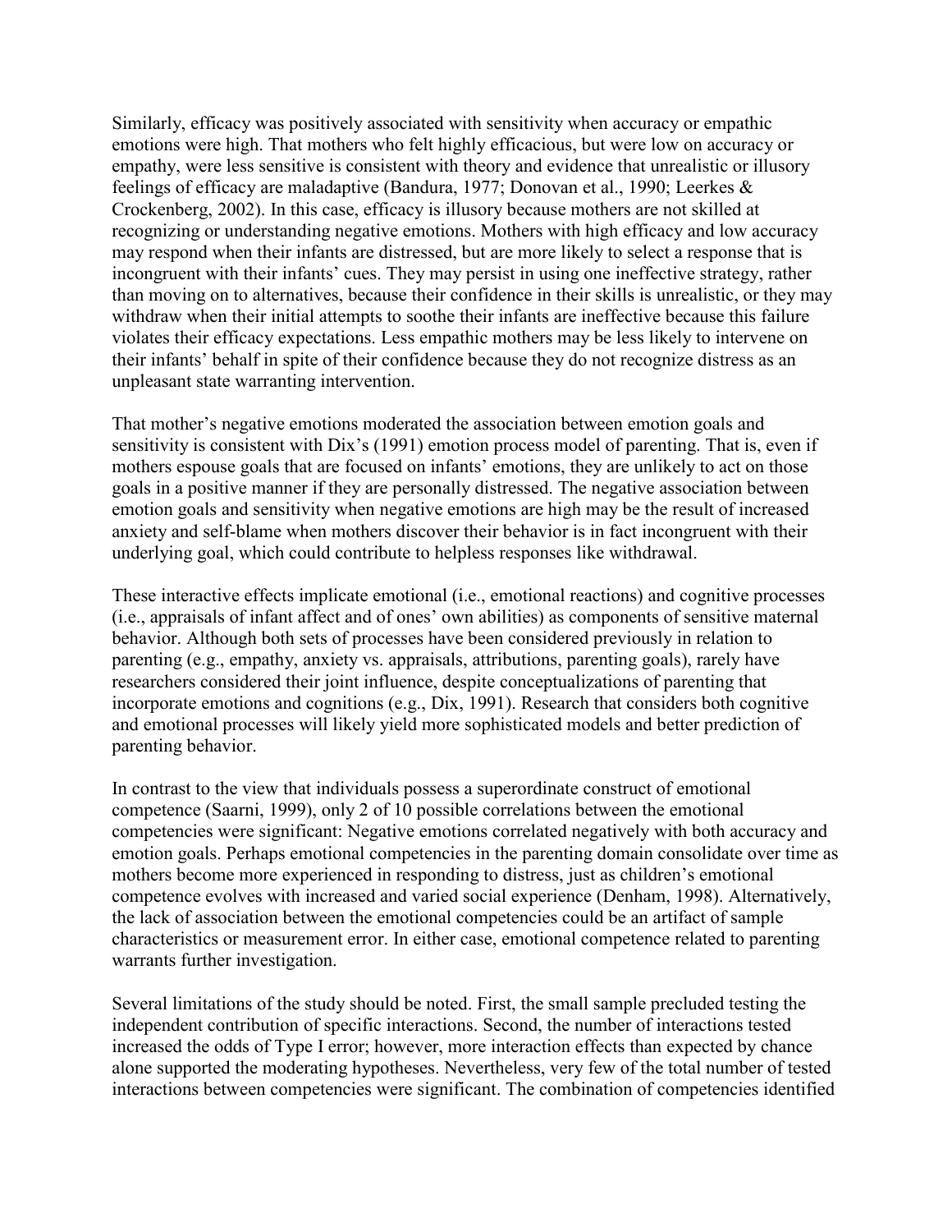Similarly, efficacy was positively associated with sensitivity when accuracy or empathic emotions were high. That mothers who felt highly efficacious, but were low on accuracy or empathy, were less sensitive is consistent with theory and evidence that unrealistic or illusory feelings of efficacy are maladaptive (Bandura, 1977; Donovan et al., 1990; Leerkes & Crockenberg, 2002). In this case, efficacy is illusory because mothers are not skilled at recognizing or understanding negative emotions. Mothers with high efficacy and low accuracy may respond when their infants are distressed, but are more likely to select a response that is incongruent with their infants' cues. They may persist in using one ineffective strategy, rather than moving on to alternatives, because their confidence in their skills is unrealistic, or they may withdraw when their initial attempts to soothe their infants are ineffective because this failure violates their efficacy expectations. Less empathic mothers may be less likely to intervene on their infants' behalf in spite of their confidence because they do not recognize distress as an unpleasant state warranting intervention.

That mother's negative emotions moderated the association between emotion goals and sensitivity is consistent with Dix's (1991) emotion process model of parenting. That is, even if mothers espouse goals that are focused on infants' emotions, they are unlikely to act on those goals in a positive manner if they are personally distressed. The negative association between emotion goals and sensitivity when negative emotions are high may be the result of increased anxiety and self-blame when mothers discover their behavior is in fact incongruent with their underlying goal, which could contribute to helpless responses like withdrawal.

These interactive effects implicate emotional (i.e., emotional reactions) and cognitive processes (i.e., appraisals of infant affect and of ones' own abilities) as components of sensitive maternal behavior. Although both sets of processes have been considered previously in relation to parenting (e.g., empathy, anxiety vs. appraisals, attributions, parenting goals), rarely have researchers considered their joint influence, despite conceptualizations of parenting that incorporate emotions and cognitions (e.g., Dix, 1991). Research that considers both cognitive and emotional processes will likely yield more sophisticated models and better prediction of parenting behavior.

In contrast to the view that individuals possess a superordinate construct of emotional competence (Saarni, 1999), only 2 of 10 possible correlations between the emotional competencies were significant: Negative emotions correlated negatively with both accuracy and emotion goals. Perhaps emotional competencies in the parenting domain consolidate over time as mothers become more experienced in responding to distress, just as children's emotional competence evolves with increased and varied social experience (Denham, 1998). Alternatively, the lack of association between the emotional competencies could be an artifact of sample characteristics or measurement error. In either case, emotional competence related to parenting warrants further investigation.

Several limitations of the study should be noted. First, the small sample precluded testing the independent contribution of specific interactions. Second, the number of interactions tested increased the odds of Type I error; however, more interaction effects than expected by chance alone supported the moderating hypotheses. Nevertheless, very few of the total number of tested interactions between competencies were significant. The combination of competencies identified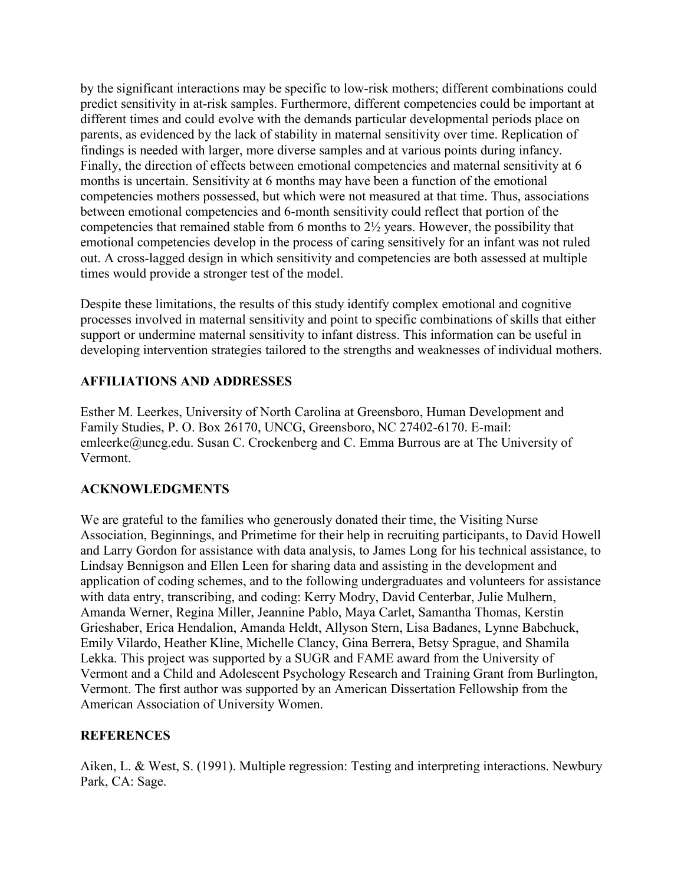by the significant interactions may be specific to low-risk mothers; different combinations could predict sensitivity in at-risk samples. Furthermore, different competencies could be important at different times and could evolve with the demands particular developmental periods place on parents, as evidenced by the lack of stability in maternal sensitivity over time. Replication of findings is needed with larger, more diverse samples and at various points during infancy. Finally, the direction of effects between emotional competencies and maternal sensitivity at 6 months is uncertain. Sensitivity at 6 months may have been a function of the emotional competencies mothers possessed, but which were not measured at that time. Thus, associations between emotional competencies and 6-month sensitivity could reflect that portion of the competencies that remained stable from 6 months to 2½ years. However, the possibility that emotional competencies develop in the process of caring sensitively for an infant was not ruled out. A cross-lagged design in which sensitivity and competencies are both assessed at multiple times would provide a stronger test of the model.

Despite these limitations, the results of this study identify complex emotional and cognitive processes involved in maternal sensitivity and point to specific combinations of skills that either support or undermine maternal sensitivity to infant distress. This information can be useful in developing intervention strategies tailored to the strengths and weaknesses of individual mothers.

## AFFILIATIONS AND ADDRESSES

Esther M. Leerkes, University of North Carolina at Greensboro, Human Development and Family Studies, P. O. Box 26170, UNCG, Greensboro, NC 27402-6170. E-mail: emleerke@uncg.edu. Susan C. Crockenberg and C. Emma Burrous are at The University of Vermont.

## ACKNOWLEDGMENTS

We are grateful to the families who generously donated their time, the Visiting Nurse Association, Beginnings, and Primetime for their help in recruiting participants, to David Howell and Larry Gordon for assistance with data analysis, to James Long for his technical assistance, to Lindsay Bennigson and Ellen Leen for sharing data and assisting in the development and application of coding schemes, and to the following undergraduates and volunteers for assistance with data entry, transcribing, and coding: Kerry Modry, David Centerbar, Julie Mulhern, Amanda Werner, Regina Miller, Jeannine Pablo, Maya Carlet, Samantha Thomas, Kerstin Grieshaber, Erica Hendalion, Amanda Heldt, Allyson Stern, Lisa Badanes, Lynne Babchuck, Emily Vilardo, Heather Kline, Michelle Clancy, Gina Berrera, Betsy Sprague, and Shamila Lekka. This project was supported by a SUGR and FAME award from the University of Vermont and a Child and Adolescent Psychology Research and Training Grant from Burlington, Vermont. The first author was supported by an American Dissertation Fellowship from the American Association of University Women.

## REFERENCES

Aiken, L. & West, S. (1991). Multiple regression: Testing and interpreting interactions. Newbury Park, CA: Sage.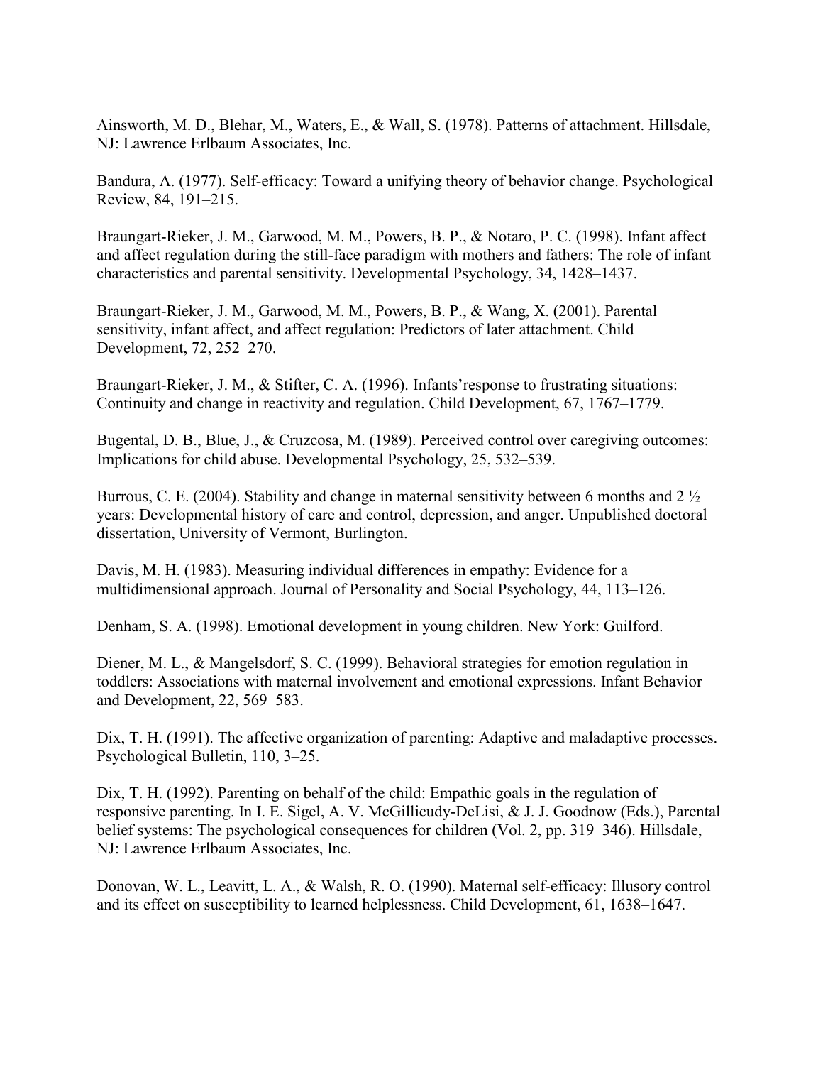Ainsworth, M. D., Blehar, M., Waters, E., & Wall, S. (1978). Patterns of attachment. Hillsdale, NJ: Lawrence Erlbaum Associates, Inc.

Bandura, A. (1977). Self-efficacy: Toward a unifying theory of behavior change. Psychological Review, 84, 191–215.

Braungart-Rieker, J. M., Garwood, M. M., Powers, B. P., & Notaro, P. C. (1998). Infant affect and affect regulation during the still-face paradigm with mothers and fathers: The role of infant characteristics and parental sensitivity. Developmental Psychology, 34, 1428–1437.

Braungart-Rieker, J. M., Garwood, M. M., Powers, B. P., & Wang, X. (2001). Parental sensitivity, infant affect, and affect regulation: Predictors of later attachment. Child Development, 72, 252–270.

Braungart-Rieker, J. M., & Stifter, C. A. (1996). Infants'response to frustrating situations: Continuity and change in reactivity and regulation. Child Development, 67, 1767–1779.

Bugental, D. B., Blue, J., & Cruzcosa, M. (1989). Perceived control over caregiving outcomes: Implications for child abuse. Developmental Psychology, 25, 532–539.

Burrous, C. E. (2004). Stability and change in maternal sensitivity between 6 months and 2 ½ years: Developmental history of care and control, depression, and anger. Unpublished doctoral dissertation, University of Vermont, Burlington.

Davis, M. H. (1983). Measuring individual differences in empathy: Evidence for a multidimensional approach. Journal of Personality and Social Psychology, 44, 113–126.

Denham, S. A. (1998). Emotional development in young children. New York: Guilford.

Diener, M. L., & Mangelsdorf, S. C. (1999). Behavioral strategies for emotion regulation in toddlers: Associations with maternal involvement and emotional expressions. Infant Behavior and Development, 22, 569–583.

Dix, T. H. (1991). The affective organization of parenting: Adaptive and maladaptive processes. Psychological Bulletin, 110, 3–25.

Dix, T. H. (1992). Parenting on behalf of the child: Empathic goals in the regulation of responsive parenting. In I. E. Sigel, A. V. McGillicudy-DeLisi, & J. J. Goodnow (Eds.), Parental belief systems: The psychological consequences for children (Vol. 2, pp. 319–346). Hillsdale, NJ: Lawrence Erlbaum Associates, Inc.

Donovan, W. L., Leavitt, L. A., & Walsh, R. O. (1990). Maternal self-efficacy: Illusory control and its effect on susceptibility to learned helplessness. Child Development, 61, 1638–1647.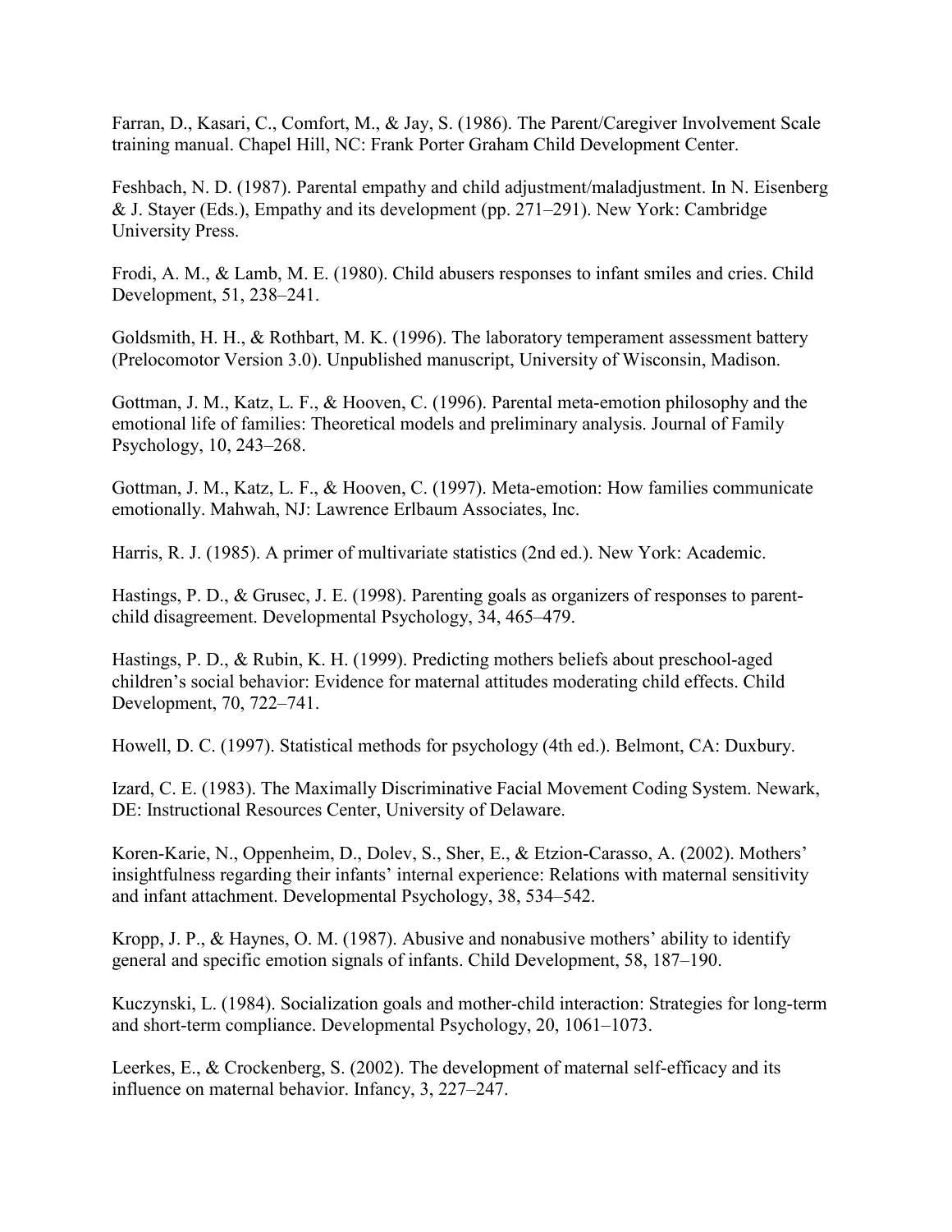Farran, D., Kasari, C., Comfort, M., & Jay, S. (1986). The Parent/Caregiver Involvement Scale training manual. Chapel Hill, NC: Frank Porter Graham Child Development Center.

Feshbach, N. D. (1987). Parental empathy and child adjustment/maladjustment. In N. Eisenberg & J. Stayer (Eds.), Empathy and its development (pp. 271–291). New York: Cambridge University Press.

Frodi, A. M., & Lamb, M. E. (1980). Child abusers responses to infant smiles and cries. Child Development, 51, 238–241.

Goldsmith, H. H., & Rothbart, M. K. (1996). The laboratory temperament assessment battery (Prelocomotor Version 3.0). Unpublished manuscript, University of Wisconsin, Madison.

Gottman, J. M., Katz, L. F., & Hooven, C. (1996). Parental meta-emotion philosophy and the emotional life of families: Theoretical models and preliminary analysis. Journal of Family Psychology, 10, 243–268.

Gottman, J. M., Katz, L. F., & Hooven, C. (1997). Meta-emotion: How families communicate emotionally. Mahwah, NJ: Lawrence Erlbaum Associates, Inc.

Harris, R. J. (1985). A primer of multivariate statistics (2nd ed.). New York: Academic.

Hastings, P. D., & Grusec, J. E. (1998). Parenting goals as organizers of responses to parent-child disagreement. Developmental Psychology, 34, 465–479.

Hastings, P. D., & Rubin, K. H. (1999). Predicting mothers beliefs about preschool-aged children's social behavior: Evidence for maternal attitudes moderating child effects. Child Development, 70, 722–741.

Howell, D. C. (1997). Statistical methods for psychology (4th ed.). Belmont, CA: Duxbury.

Izard, C. E. (1983). The Maximally Discriminative Facial Movement Coding System. Newark, DE: Instructional Resources Center, University of Delaware.

Koren-Karie, N., Oppenheim, D., Dolev, S., Sher, E., & Etzion-Carasso, A. (2002). Mothers' insightfulness regarding their infants' internal experience: Relations with maternal sensitivity and infant attachment. Developmental Psychology, 38, 534–542.

Kropp, J. P., & Haynes, O. M. (1987). Abusive and nonabusive mothers' ability to identify general and specific emotion signals of infants. Child Development, 58, 187–190.

Kuczynski, L. (1984). Socialization goals and mother-child interaction: Strategies for long-term and short-term compliance. Developmental Psychology, 20, 1061–1073.

Leerkes, E., & Crockenberg, S. (2002). The development of maternal self-efficacy and its influence on maternal behavior. Infancy, 3, 227–247.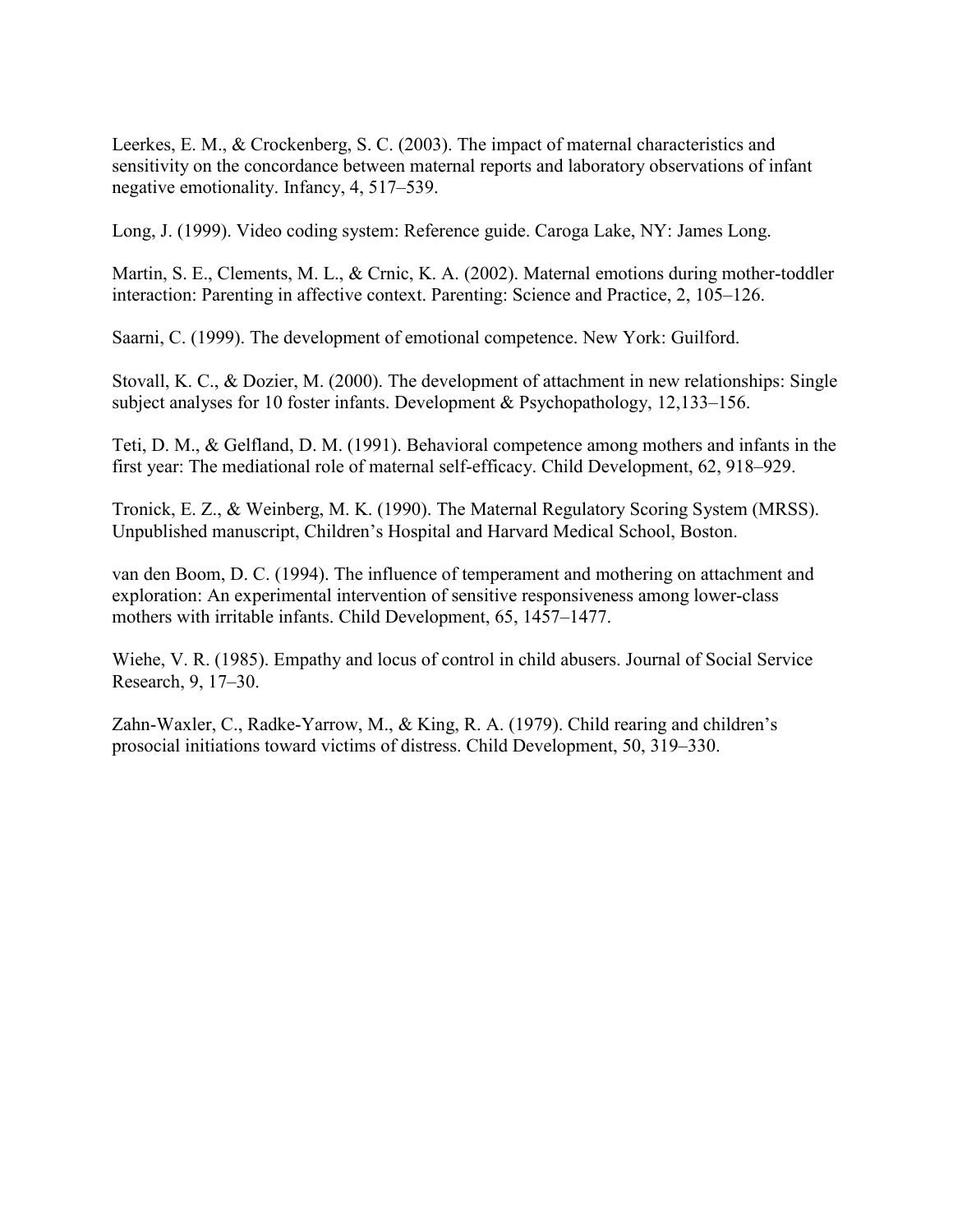Leerkes, E. M., & Crockenberg, S. C. (2003). The impact of maternal characteristics and sensitivity on the concordance between maternal reports and laboratory observations of infant negative emotionality. Infancy, 4, 517–539.

Long, J. (1999). Video coding system: Reference guide. Caroga Lake, NY: James Long.

Martin, S. E., Clements, M. L., & Crnic, K. A. (2002). Maternal emotions during mother-toddler interaction: Parenting in affective context. Parenting: Science and Practice, 2, 105–126.

Saarni, C. (1999). The development of emotional competence. New York: Guilford.

Stovall, K. C., & Dozier, M. (2000). The development of attachment in new relationships: Single subject analyses for 10 foster infants. Development & Psychopathology, 12,133–156.

Teti, D. M., & Gelfland, D. M. (1991). Behavioral competence among mothers and infants in the first year: The mediational role of maternal self-efficacy. Child Development, 62, 918–929.

Tronick, E. Z., & Weinberg, M. K. (1990). The Maternal Regulatory Scoring System (MRSS). Unpublished manuscript, Children's Hospital and Harvard Medical School, Boston.

van den Boom, D. C. (1994). The influence of temperament and mothering on attachment and exploration: An experimental intervention of sensitive responsiveness among lower-class mothers with irritable infants. Child Development, 65, 1457–1477.

Wiehe, V. R. (1985). Empathy and locus of control in child abusers. Journal of Social Service Research, 9, 17–30.

Zahn-Waxler, C., Radke-Yarrow, M., & King, R. A. (1979). Child rearing and children's prosocial initiations toward victims of distress. Child Development, 50, 319–330.